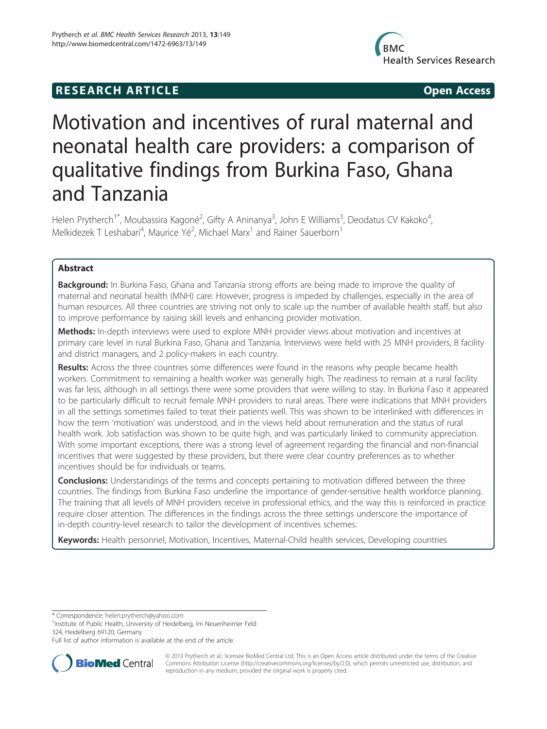**RESEARCH ARTICLE** **Open Access**

# Motivation and incentives of rural maternal and neonatal health care providers: a comparison of qualitative findings from Burkina Faso, Ghana and Tanzania

Helen Prytherch[1*], Moubassira Kagoné[2], Gifty A Aninanya[3], John E Williams[3], Deodatus CV Kakoko[4], Melkidezek T Leshabari[4], Maurice Yé[2], Michael Marx[1] and Rainer Sauerborn[1]

## Abstract

**Background:** In Burkina Faso, Ghana and Tanzania strong efforts are being made to improve the quality of maternal and neonatal health (MNH) care. However, progress is impeded by challenges, especially in the area of human resources. All three countries are striving not only to scale up the number of available health staff, but also to improve performance by raising skill levels and enhancing provider motivation.

**Methods:** In-depth interviews were used to explore MNH provider views about motivation and incentives at primary care level in rural Burkina Faso, Ghana and Tanzania. Interviews were held with 25 MNH providers, 8 facility and district managers, and 2 policy-makers in each country.

**Results:** Across the three countries some differences were found in the reasons why people became health workers. Commitment to remaining a health worker was generally high. The readiness to remain at a rural facility was far less, although in all settings there were some providers that were willing to stay. In Burkina Faso it appeared to be particularly difficult to recruit female MNH providers to rural areas. There were indications that MNH providers in all the settings sometimes failed to treat their patients well. This was shown to be interlinked with differences in how the term 'motivation' was understood, and in the views held about remuneration and the status of rural health work. Job satisfaction was shown to be quite high, and was particularly linked to community appreciation. With some important exceptions, there was a strong level of agreement regarding the financial and non-financial incentives that were suggested by these providers, but there were clear country preferences as to whether incentives should be for individuals or teams.

**Conclusions:** Understandings of the terms and concepts pertaining to motivation differed between the three countries. The findings from Burkina Faso underline the importance of gender-sensitive health workforce planning. The training that all levels of MNH providers receive in professional ethics, and the way this is reinforced in practice require closer attention. The differences in the findings across the three settings underscore the importance of in-depth country-level research to tailor the development of incentives schemes.

**Keywords:** Health personnel, Motivation, Incentives, Maternal-Child health services, Developing countries

---

\* Correspondence: helen.prytherch@yahoo.com
[1]Institute of Public Health, University of Heidelberg, Im Neuenheimer Feld 324, Heidelberg 69120, Germany
Full list of author information is available at the end of the article

© 2013 Prytherch et al.; licensee BioMed Central Ltd. This is an Open Access article distributed under the terms of the Creative Commons Attribution License (http://creativecommons.org/licenses/by/2.0), which permits unrestricted use, distribution, and reproduction in any medium, provided the original work is properly cited.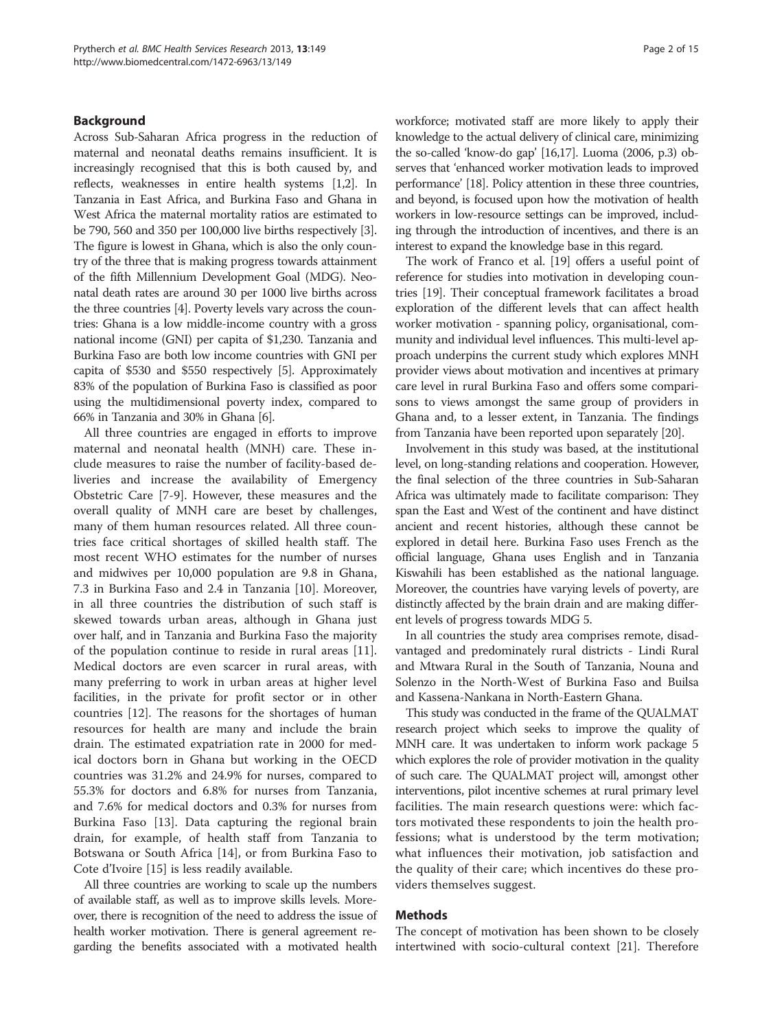## Background

Across Sub-Saharan Africa progress in the reduction of maternal and neonatal deaths remains insufficient. It is increasingly recognised that this is both caused by, and reflects, weaknesses in entire health systems [1,2]. In Tanzania in East Africa, and Burkina Faso and Ghana in West Africa the maternal mortality ratios are estimated to be 790, 560 and 350 per 100,000 live births respectively [3]. The figure is lowest in Ghana, which is also the only country of the three that is making progress towards attainment of the fifth Millennium Development Goal (MDG). Neonatal death rates are around 30 per 1000 live births across the three countries [4]. Poverty levels vary across the countries: Ghana is a low middle-income country with a gross national income (GNI) per capita of $1,230. Tanzania and Burkina Faso are both low income countries with GNI per capita of $530 and $550 respectively [5]. Approximately 83% of the population of Burkina Faso is classified as poor using the multidimensional poverty index, compared to 66% in Tanzania and 30% in Ghana [6].

All three countries are engaged in efforts to improve maternal and neonatal health (MNH) care. These include measures to raise the number of facility-based deliveries and increase the availability of Emergency Obstetric Care [7-9]. However, these measures and the overall quality of MNH care are beset by challenges, many of them human resources related. All three countries face critical shortages of skilled health staff. The most recent WHO estimates for the number of nurses and midwives per 10,000 population are 9.8 in Ghana, 7.3 in Burkina Faso and 2.4 in Tanzania [10]. Moreover, in all three countries the distribution of such staff is skewed towards urban areas, although in Ghana just over half, and in Tanzania and Burkina Faso the majority of the population continue to reside in rural areas [11]. Medical doctors are even scarcer in rural areas, with many preferring to work in urban areas at higher level facilities, in the private for profit sector or in other countries [12]. The reasons for the shortages of human resources for health are many and include the brain drain. The estimated expatriation rate in 2000 for medical doctors born in Ghana but working in the OECD countries was 31.2% and 24.9% for nurses, compared to 55.3% for doctors and 6.8% for nurses from Tanzania, and 7.6% for medical doctors and 0.3% for nurses from Burkina Faso [13]. Data capturing the regional brain drain, for example, of health staff from Tanzania to Botswana or South Africa [14], or from Burkina Faso to Cote d'Ivoire [15] is less readily available.

All three countries are working to scale up the numbers of available staff, as well as to improve skills levels. Moreover, there is recognition of the need to address the issue of health worker motivation. There is general agreement regarding the benefits associated with a motivated health workforce; motivated staff are more likely to apply their knowledge to the actual delivery of clinical care, minimizing the so-called 'know-do gap' [16,17]. Luoma (2006, p.3) observes that 'enhanced worker motivation leads to improved performance' [18]. Policy attention in these three countries, and beyond, is focused upon how the motivation of health workers in low-resource settings can be improved, including through the introduction of incentives, and there is an interest to expand the knowledge base in this regard.

The work of Franco et al. [19] offers a useful point of reference for studies into motivation in developing countries [19]. Their conceptual framework facilitates a broad exploration of the different levels that can affect health worker motivation - spanning policy, organisational, community and individual level influences. This multi-level approach underpins the current study which explores MNH provider views about motivation and incentives at primary care level in rural Burkina Faso and offers some comparisons to views amongst the same group of providers in Ghana and, to a lesser extent, in Tanzania. The findings from Tanzania have been reported upon separately [20].

Involvement in this study was based, at the institutional level, on long-standing relations and cooperation. However, the final selection of the three countries in Sub-Saharan Africa was ultimately made to facilitate comparison: They span the East and West of the continent and have distinct ancient and recent histories, although these cannot be explored in detail here. Burkina Faso uses French as the official language, Ghana uses English and in Tanzania Kiswahili has been established as the national language. Moreover, the countries have varying levels of poverty, are distinctly affected by the brain drain and are making different levels of progress towards MDG 5.

In all countries the study area comprises remote, disadvantaged and predominately rural districts - Lindi Rural and Mtwara Rural in the South of Tanzania, Nouna and Solenzo in the North-West of Burkina Faso and Builsa and Kassena-Nankana in North-Eastern Ghana.

This study was conducted in the frame of the QUALMAT research project which seeks to improve the quality of MNH care. It was undertaken to inform work package 5 which explores the role of provider motivation in the quality of such care. The QUALMAT project will, amongst other interventions, pilot incentive schemes at rural primary level facilities. The main research questions were: which factors motivated these respondents to join the health professions; what is understood by the term motivation; what influences their motivation, job satisfaction and the quality of their care; which incentives do these providers themselves suggest.

## Methods

The concept of motivation has been shown to be closely intertwined with socio-cultural context [21]. Therefore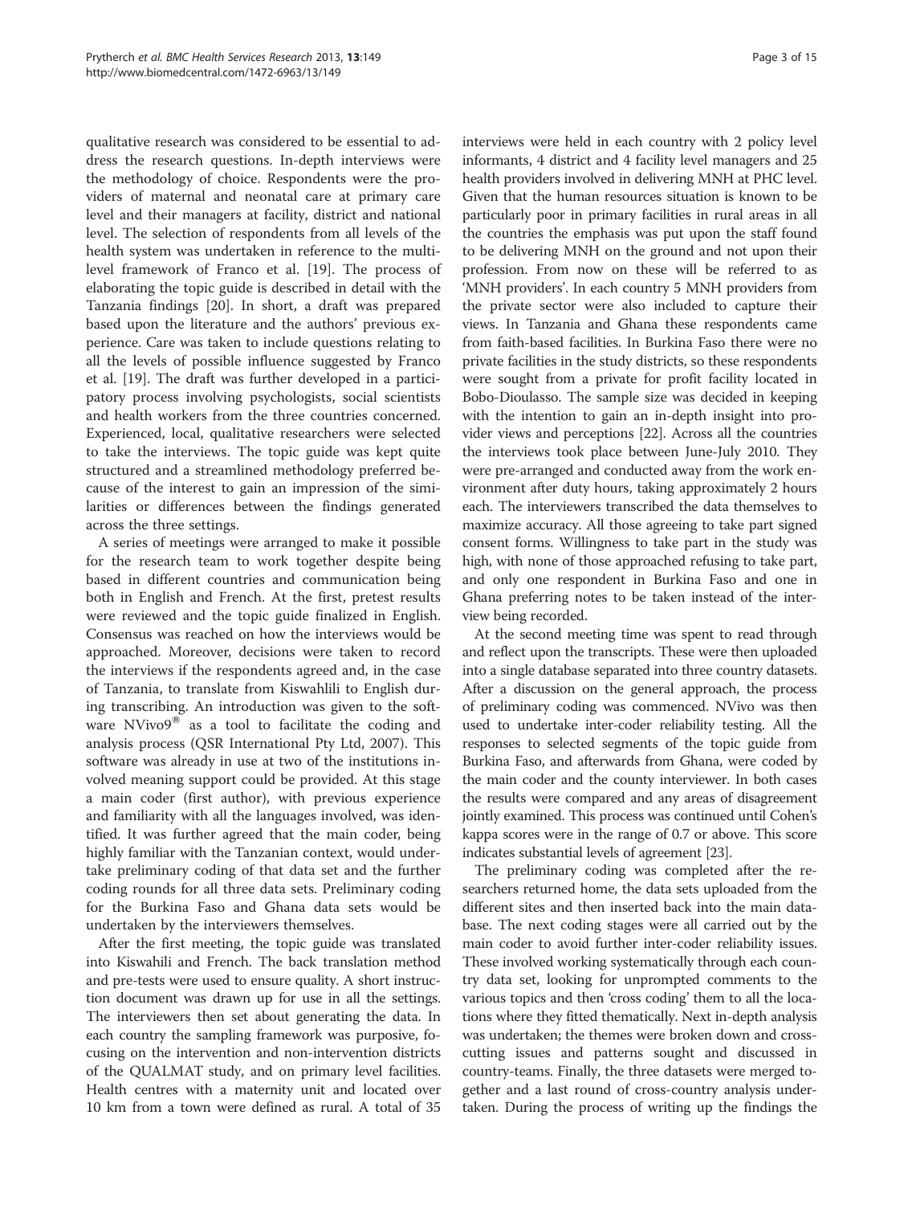qualitative research was considered to be essential to address the research questions. In-depth interviews were the methodology of choice. Respondents were the providers of maternal and neonatal care at primary care level and their managers at facility, district and national level. The selection of respondents from all levels of the health system was undertaken in reference to the multi-level framework of Franco et al. [19]. The process of elaborating the topic guide is described in detail with the Tanzania findings [20]. In short, a draft was prepared based upon the literature and the authors' previous experience. Care was taken to include questions relating to all the levels of possible influence suggested by Franco et al. [19]. The draft was further developed in a participatory process involving psychologists, social scientists and health workers from the three countries concerned. Experienced, local, qualitative researchers were selected to take the interviews. The topic guide was kept quite structured and a streamlined methodology preferred because of the interest to gain an impression of the similarities or differences between the findings generated across the three settings.

A series of meetings were arranged to make it possible for the research team to work together despite being based in different countries and communication being both in English and French. At the first, pretest results were reviewed and the topic guide finalized in English. Consensus was reached on how the interviews would be approached. Moreover, decisions were taken to record the interviews if the respondents agreed and, in the case of Tanzania, to translate from Kiswahlili to English during transcribing. An introduction was given to the software NVivo9® as a tool to facilitate the coding and analysis process (QSR International Pty Ltd, 2007). This software was already in use at two of the institutions involved meaning support could be provided. At this stage a main coder (first author), with previous experience and familiarity with all the languages involved, was identified. It was further agreed that the main coder, being highly familiar with the Tanzanian context, would undertake preliminary coding of that data set and the further coding rounds for all three data sets. Preliminary coding for the Burkina Faso and Ghana data sets would be undertaken by the interviewers themselves.

After the first meeting, the topic guide was translated into Kiswahili and French. The back translation method and pre-tests were used to ensure quality. A short instruction document was drawn up for use in all the settings. The interviewers then set about generating the data. In each country the sampling framework was purposive, focusing on the intervention and non-intervention districts of the QUALMAT study, and on primary level facilities. Health centres with a maternity unit and located over 10 km from a town were defined as rural. A total of 35 interviews were held in each country with 2 policy level informants, 4 district and 4 facility level managers and 25 health providers involved in delivering MNH at PHC level. Given that the human resources situation is known to be particularly poor in primary facilities in rural areas in all the countries the emphasis was put upon the staff found to be delivering MNH on the ground and not upon their profession. From now on these will be referred to as 'MNH providers'. In each country 5 MNH providers from the private sector were also included to capture their views. In Tanzania and Ghana these respondents came from faith-based facilities. In Burkina Faso there were no private facilities in the study districts, so these respondents were sought from a private for profit facility located in Bobo-Dioulasso. The sample size was decided in keeping with the intention to gain an in-depth insight into provider views and perceptions [22]. Across all the countries the interviews took place between June-July 2010. They were pre-arranged and conducted away from the work environment after duty hours, taking approximately 2 hours each. The interviewers transcribed the data themselves to maximize accuracy. All those agreeing to take part signed consent forms. Willingness to take part in the study was high, with none of those approached refusing to take part, and only one respondent in Burkina Faso and one in Ghana preferring notes to be taken instead of the interview being recorded.

At the second meeting time was spent to read through and reflect upon the transcripts. These were then uploaded into a single database separated into three country datasets. After a discussion on the general approach, the process of preliminary coding was commenced. NVivo was then used to undertake inter-coder reliability testing. All the responses to selected segments of the topic guide from Burkina Faso, and afterwards from Ghana, were coded by the main coder and the county interviewer. In both cases the results were compared and any areas of disagreement jointly examined. This process was continued until Cohen's kappa scores were in the range of 0.7 or above. This score indicates substantial levels of agreement [23].

The preliminary coding was completed after the researchers returned home, the data sets uploaded from the different sites and then inserted back into the main database. The next coding stages were all carried out by the main coder to avoid further inter-coder reliability issues. These involved working systematically through each country data set, looking for unprompted comments to the various topics and then 'cross coding' them to all the locations where they fitted thematically. Next in-depth analysis was undertaken; the themes were broken down and cross-cutting issues and patterns sought and discussed in country-teams. Finally, the three datasets were merged together and a last round of cross-country analysis undertaken. During the process of writing up the findings the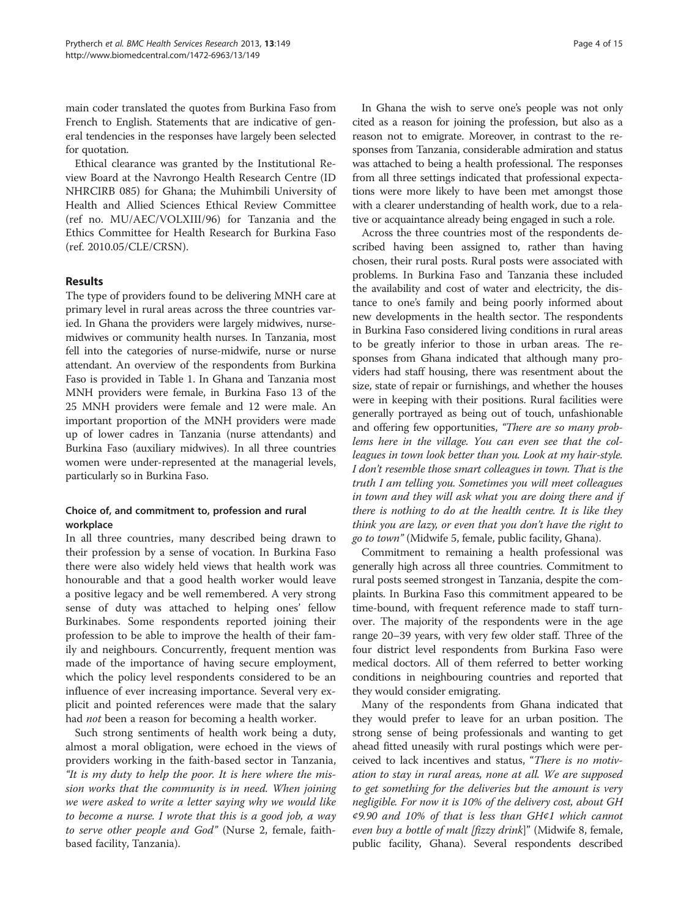main coder translated the quotes from Burkina Faso from French to English. Statements that are indicative of general tendencies in the responses have largely been selected for quotation.

Ethical clearance was granted by the Institutional Review Board at the Navrongo Health Research Centre (ID NHRCIRB 085) for Ghana; the Muhimbili University of Health and Allied Sciences Ethical Review Committee (ref no. MU/AEC/VOLXIII/96) for Tanzania and the Ethics Committee for Health Research for Burkina Faso (ref. 2010.05/CLE/CRSN).

## Results

The type of providers found to be delivering MNH care at primary level in rural areas across the three countries varied. In Ghana the providers were largely midwives, nurse-midwives or community health nurses. In Tanzania, most fell into the categories of nurse-midwife, nurse or nurse attendant. An overview of the respondents from Burkina Faso is provided in Table 1. In Ghana and Tanzania most MNH providers were female, in Burkina Faso 13 of the 25 MNH providers were female and 12 were male. An important proportion of the MNH providers were made up of lower cadres in Tanzania (nurse attendants) and Burkina Faso (auxiliary midwives). In all three countries women were under-represented at the managerial levels, particularly so in Burkina Faso.

### Choice of, and commitment to, profession and rural workplace

In all three countries, many described being drawn to their profession by a sense of vocation. In Burkina Faso there were also widely held views that health work was honourable and that a good health worker would leave a positive legacy and be well remembered. A very strong sense of duty was attached to helping ones' fellow Burkinabes. Some respondents reported joining their profession to be able to improve the health of their family and neighbours. Concurrently, frequent mention was made of the importance of having secure employment, which the policy level respondents considered to be an influence of ever increasing importance. Several very explicit and pointed references were made that the salary had *not* been a reason for becoming a health worker.

Such strong sentiments of health work being a duty, almost a moral obligation, were echoed in the views of providers working in the faith-based sector in Tanzania, *"It is my duty to help the poor. It is here where the mission works that the community is in need. When joining we were asked to write a letter saying why we would like to become a nurse. I wrote that this is a good job, a way to serve other people and God"* (Nurse 2, female, faith-based facility, Tanzania).

In Ghana the wish to serve one's people was not only cited as a reason for joining the profession, but also as a reason not to emigrate. Moreover, in contrast to the responses from Tanzania, considerable admiration and status was attached to being a health professional. The responses from all three settings indicated that professional expectations were more likely to have been met amongst those with a clearer understanding of health work, due to a relative or acquaintance already being engaged in such a role.

Across the three countries most of the respondents described having been assigned to, rather than having chosen, their rural posts. Rural posts were associated with problems. In Burkina Faso and Tanzania these included the availability and cost of water and electricity, the distance to one's family and being poorly informed about new developments in the health sector. The respondents in Burkina Faso considered living conditions in rural areas to be greatly inferior to those in urban areas. The responses from Ghana indicated that although many providers had staff housing, there was resentment about the size, state of repair or furnishings, and whether the houses were in keeping with their positions. Rural facilities were generally portrayed as being out of touch, unfashionable and offering few opportunities, *"There are so many problems here in the village. You can even see that the colleagues in town look better than you. Look at my hair-style. I don't resemble those smart colleagues in town. That is the truth I am telling you. Sometimes you will meet colleagues in town and they will ask what you are doing there and if there is nothing to do at the health centre. It is like they think you are lazy, or even that you don't have the right to go to town"* (Midwife 5, female, public facility, Ghana).

Commitment to remaining a health professional was generally high across all three countries. Commitment to rural posts seemed strongest in Tanzania, despite the complaints. In Burkina Faso this commitment appeared to be time-bound, with frequent reference made to staff turnover. The majority of the respondents were in the age range 20–39 years, with very few older staff. Three of the four district level respondents from Burkina Faso were medical doctors. All of them referred to better working conditions in neighbouring countries and reported that they would consider emigrating.

Many of the respondents from Ghana indicated that they would prefer to leave for an urban position. The strong sense of being professionals and wanting to get ahead fitted uneasily with rural postings which were perceived to lack incentives and status, "*There is no motivation to stay in rural areas, none at all. We are supposed to get something for the deliveries but the amount is very negligible. For now it is 10% of the delivery cost, about GH ¢9.90 and 10% of that is less than GH¢1 which cannot even buy a bottle of malt [fizzy drink]*" (Midwife 8, female, public facility, Ghana). Several respondents described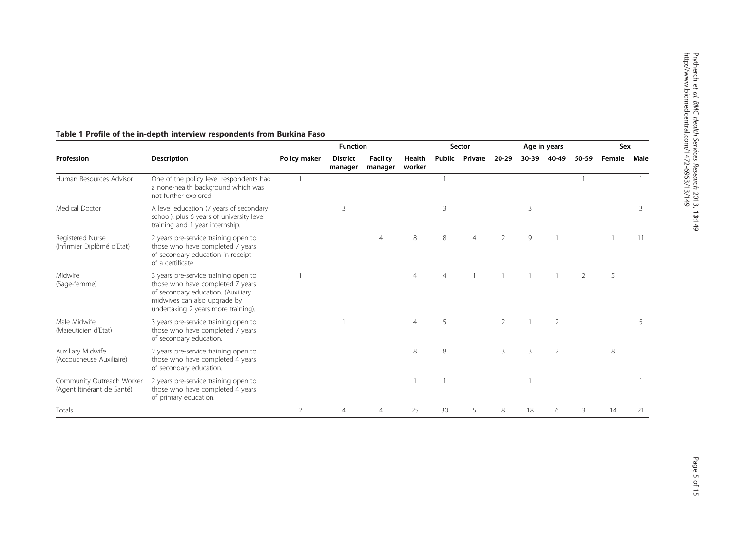**Table 1 Profile of the in-depth interview respondents from Burkina Faso**

| Profession | Description | Function | | | | Sector | | Age in years | | | | Sex | |
|---|---|---|---|---|---|---|---|---|---|---|---|---|---|
| | | Policy maker | District manager | Facility manager | Health worker | Public | Private | 20-29 | 30-39 | 40-49 | 50-59 | Female | Male |
| Human Resources Advisor | One of the policy level respondents had a none-health background which was not further explored. | 1 | | | | 1 | | | | | 1 | | 1 |
| Medical Doctor | A level education (7 years of secondary school), plus 6 years of university level training and 1 year internship. | | 3 | | | 3 | | | 3 | | | | 3 |
| Registered Nurse (Infirmier Diplômé d'Etat) | 2 years pre-service training open to those who have completed 7 years of secondary education in receipt of a certificate. | | | 4 | 8 | 8 | 4 | 2 | 9 | 1 | | 1 | 11 |
| Midwife (Sage-femme) | 3 years pre-service training open to those who have completed 7 years of secondary education. (Auxiliary midwives can also upgrade by undertaking 2 years more training). | 1 | | | 4 | 4 | 1 | 1 | 1 | 1 | 2 | 5 | |
| Male Midwife (Maïeuticien d'Etat) | 3 years pre-service training open to those who have completed 7 years of secondary education. | | 1 | | 4 | 5 | | 2 | 1 | 2 | | | 5 |
| Auxiliary Midwife (Accoucheuse Auxiliaire) | 2 years pre-service training open to those who have completed 4 years of secondary education. | | | | 8 | 8 | | 3 | 3 | 2 | | 8 | |
| Community Outreach Worker (Agent Itinérant de Santé) | 2 years pre-service training open to those who have completed 4 years of primary education. | | | | 1 | 1 | | | 1 | | | | 1 |
| Totals | | 2 | 4 | 4 | 25 | 30 | 5 | 8 | 18 | 6 | 3 | 14 | 21 |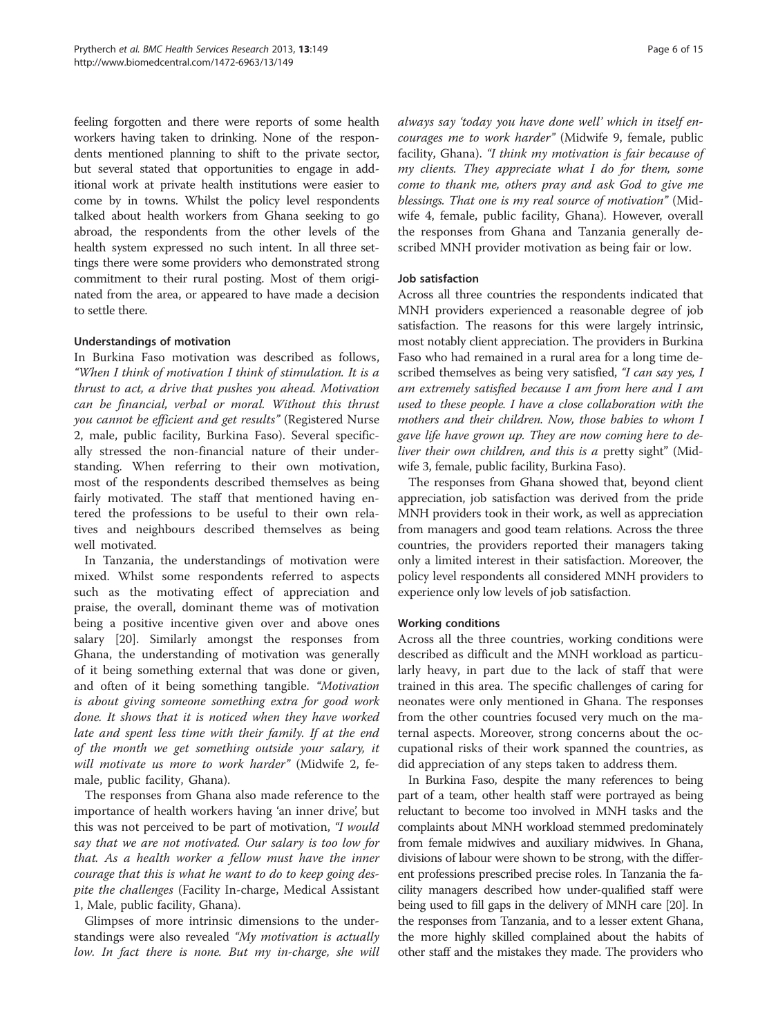feeling forgotten and there were reports of some health workers having taken to drinking. None of the respondents mentioned planning to shift to the private sector, but several stated that opportunities to engage in additional work at private health institutions were easier to come by in towns. Whilst the policy level respondents talked about health workers from Ghana seeking to go abroad, the respondents from the other levels of the health system expressed no such intent. In all three settings there were some providers who demonstrated strong commitment to their rural posting. Most of them originated from the area, or appeared to have made a decision to settle there.

#### Understandings of motivation

In Burkina Faso motivation was described as follows, *"When I think of motivation I think of stimulation. It is a thrust to act, a drive that pushes you ahead. Motivation can be financial, verbal or moral. Without this thrust you cannot be efficient and get results"* (Registered Nurse 2, male, public facility, Burkina Faso). Several specifically stressed the non-financial nature of their understanding. When referring to their own motivation, most of the respondents described themselves as being fairly motivated. The staff that mentioned having entered the professions to be useful to their own relatives and neighbours described themselves as being well motivated.

In Tanzania, the understandings of motivation were mixed. Whilst some respondents referred to aspects such as the motivating effect of appreciation and praise, the overall, dominant theme was of motivation being a positive incentive given over and above ones salary [20]. Similarly amongst the responses from Ghana, the understanding of motivation was generally of it being something external that was done or given, and often of it being something tangible. *"Motivation is about giving someone something extra for good work done. It shows that it is noticed when they have worked late and spent less time with their family. If at the end of the month we get something outside your salary, it will motivate us more to work harder"* (Midwife 2, female, public facility, Ghana).

The responses from Ghana also made reference to the importance of health workers having 'an inner drive', but this was not perceived to be part of motivation, *"I would say that we are not motivated. Our salary is too low for that. As a health worker a fellow must have the inner courage that this is what he want to do to keep going despite the challenges* (Facility In-charge, Medical Assistant 1, Male, public facility, Ghana).

Glimpses of more intrinsic dimensions to the understandings were also revealed *"My motivation is actually low. In fact there is none. But my in-charge, she will always say 'today you have done well' which in itself encourages me to work harder"* (Midwife 9, female, public facility, Ghana). *"I think my motivation is fair because of my clients. They appreciate what I do for them, some come to thank me, others pray and ask God to give me blessings. That one is my real source of motivation"* (Midwife 4, female, public facility, Ghana). However, overall the responses from Ghana and Tanzania generally described MNH provider motivation as being fair or low.

#### Job satisfaction

Across all three countries the respondents indicated that MNH providers experienced a reasonable degree of job satisfaction. The reasons for this were largely intrinsic, most notably client appreciation. The providers in Burkina Faso who had remained in a rural area for a long time described themselves as being very satisfied, *"I can say yes, I am extremely satisfied because I am from here and I am used to these people. I have a close collaboration with the mothers and their children. Now, those babies to whom I gave life have grown up. They are now coming here to deliver their own children, and this is a* pretty sight" (Midwife 3, female, public facility, Burkina Faso).

The responses from Ghana showed that, beyond client appreciation, job satisfaction was derived from the pride MNH providers took in their work, as well as appreciation from managers and good team relations. Across the three countries, the providers reported their managers taking only a limited interest in their satisfaction. Moreover, the policy level respondents all considered MNH providers to experience only low levels of job satisfaction.

#### Working conditions

Across all the three countries, working conditions were described as difficult and the MNH workload as particularly heavy, in part due to the lack of staff that were trained in this area. The specific challenges of caring for neonates were only mentioned in Ghana. The responses from the other countries focused very much on the maternal aspects. Moreover, strong concerns about the occupational risks of their work spanned the countries, as did appreciation of any steps taken to address them.

In Burkina Faso, despite the many references to being part of a team, other health staff were portrayed as being reluctant to become too involved in MNH tasks and the complaints about MNH workload stemmed predominately from female midwives and auxiliary midwives. In Ghana, divisions of labour were shown to be strong, with the different professions prescribed precise roles. In Tanzania the facility managers described how under-qualified staff were being used to fill gaps in the delivery of MNH care [20]. In the responses from Tanzania, and to a lesser extent Ghana, the more highly skilled complained about the habits of other staff and the mistakes they made. The providers who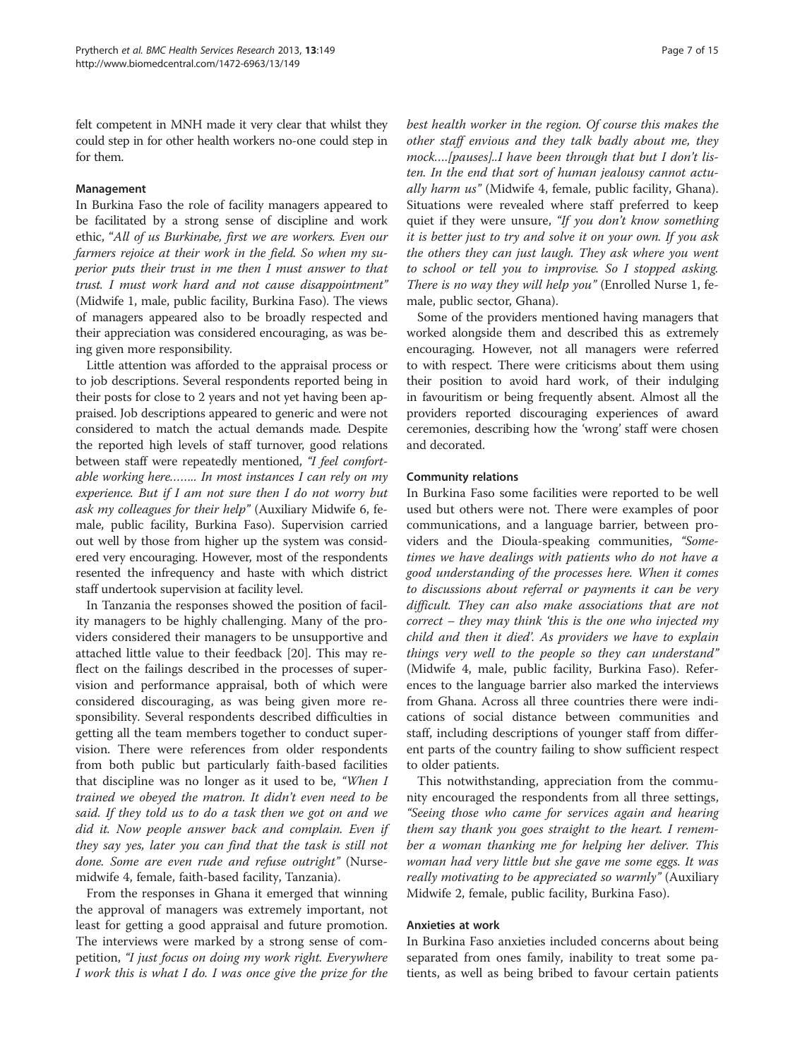felt competent in MNH made it very clear that whilst they could step in for other health workers no-one could step in for them.

### Management

In Burkina Faso the role of facility managers appeared to be facilitated by a strong sense of discipline and work ethic, *"All of us Burkinabe, first we are workers. Even our farmers rejoice at their work in the field. So when my superior puts their trust in me then I must answer to that trust. I must work hard and not cause disappointment"* (Midwife 1, male, public facility, Burkina Faso). The views of managers appeared also to be broadly respected and their appreciation was considered encouraging, as was being given more responsibility.

Little attention was afforded to the appraisal process or to job descriptions. Several respondents reported being in their posts for close to 2 years and not yet having been appraised. Job descriptions appeared to generic and were not considered to match the actual demands made. Despite the reported high levels of staff turnover, good relations between staff were repeatedly mentioned, *"I feel comfortable working here…….. In most instances I can rely on my experience. But if I am not sure then I do not worry but ask my colleagues for their help"* (Auxiliary Midwife 6, female, public facility, Burkina Faso). Supervision carried out well by those from higher up the system was considered very encouraging. However, most of the respondents resented the infrequency and haste with which district staff undertook supervision at facility level.

In Tanzania the responses showed the position of facility managers to be highly challenging. Many of the providers considered their managers to be unsupportive and attached little value to their feedback [20]. This may reflect on the failings described in the processes of supervision and performance appraisal, both of which were considered discouraging, as was being given more responsibility. Several respondents described difficulties in getting all the team members together to conduct supervision. There were references from older respondents from both public but particularly faith-based facilities that discipline was no longer as it used to be, *"When I trained we obeyed the matron. It didn't even need to be said. If they told us to do a task then we got on and we did it. Now people answer back and complain. Even if they say yes, later you can find that the task is still not done. Some are even rude and refuse outright"* (Nurse-midwife 4, female, faith-based facility, Tanzania).

From the responses in Ghana it emerged that winning the approval of managers was extremely important, not least for getting a good appraisal and future promotion. The interviews were marked by a strong sense of competition, *"I just focus on doing my work right. Everywhere I work this is what I do. I was once give the prize for the best health worker in the region. Of course this makes the other staff envious and they talk badly about me, they mock….[pauses]..I have been through that but I don't listen. In the end that sort of human jealousy cannot actually harm us"* (Midwife 4, female, public facility, Ghana). Situations were revealed where staff preferred to keep quiet if they were unsure, *"If you don't know something it is better just to try and solve it on your own. If you ask the others they can just laugh. They ask where you went to school or tell you to improvise. So I stopped asking. There is no way they will help you"* (Enrolled Nurse 1, female, public sector, Ghana).

Some of the providers mentioned having managers that worked alongside them and described this as extremely encouraging. However, not all managers were referred to with respect. There were criticisms about them using their position to avoid hard work, of their indulging in favouritism or being frequently absent. Almost all the providers reported discouraging experiences of award ceremonies, describing how the 'wrong' staff were chosen and decorated.

### Community relations

In Burkina Faso some facilities were reported to be well used but others were not. There were examples of poor communications, and a language barrier, between providers and the Dioula-speaking communities, *"Sometimes we have dealings with patients who do not have a good understanding of the processes here. When it comes to discussions about referral or payments it can be very difficult. They can also make associations that are not correct – they may think 'this is the one who injected my child and then it died'. As providers we have to explain things very well to the people so they can understand"* (Midwife 4, male, public facility, Burkina Faso). References to the language barrier also marked the interviews from Ghana. Across all three countries there were indications of social distance between communities and staff, including descriptions of younger staff from different parts of the country failing to show sufficient respect to older patients.

This notwithstanding, appreciation from the community encouraged the respondents from all three settings, *"Seeing those who came for services again and hearing them say thank you goes straight to the heart. I remember a woman thanking me for helping her deliver. This woman had very little but she gave me some eggs. It was really motivating to be appreciated so warmly"* (Auxiliary Midwife 2, female, public facility, Burkina Faso).

### Anxieties at work

In Burkina Faso anxieties included concerns about being separated from ones family, inability to treat some patients, as well as being bribed to favour certain patients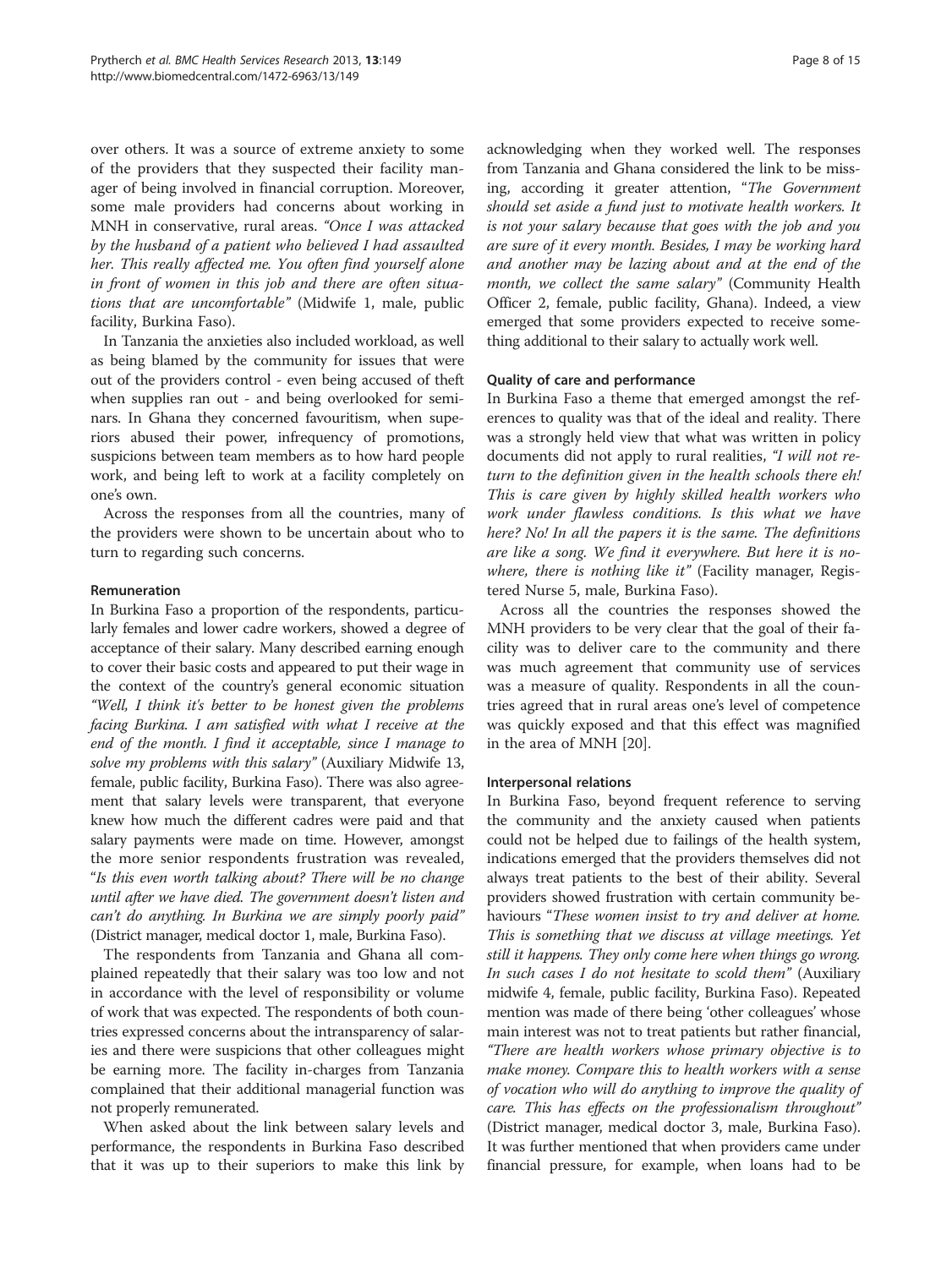over others. It was a source of extreme anxiety to some of the providers that they suspected their facility manager of being involved in financial corruption. Moreover, some male providers had concerns about working in MNH in conservative, rural areas. *"Once I was attacked by the husband of a patient who believed I had assaulted her. This really affected me. You often find yourself alone in front of women in this job and there are often situations that are uncomfortable"* (Midwife 1, male, public facility, Burkina Faso).

In Tanzania the anxieties also included workload, as well as being blamed by the community for issues that were out of the providers control - even being accused of theft when supplies ran out - and being overlooked for seminars. In Ghana they concerned favouritism, when superiors abused their power, infrequency of promotions, suspicions between team members as to how hard people work, and being left to work at a facility completely on one's own.

Across the responses from all the countries, many of the providers were shown to be uncertain about who to turn to regarding such concerns.

#### Remuneration

In Burkina Faso a proportion of the respondents, particularly females and lower cadre workers, showed a degree of acceptance of their salary. Many described earning enough to cover their basic costs and appeared to put their wage in the context of the country's general economic situation *"Well, I think it's better to be honest given the problems facing Burkina. I am satisfied with what I receive at the end of the month. I find it acceptable, since I manage to solve my problems with this salary"* (Auxiliary Midwife 13, female, public facility, Burkina Faso). There was also agreement that salary levels were transparent, that everyone knew how much the different cadres were paid and that salary payments were made on time. However, amongst the more senior respondents frustration was revealed, *"Is this even worth talking about? There will be no change until after we have died. The government doesn't listen and can't do anything. In Burkina we are simply poorly paid"* (District manager, medical doctor 1, male, Burkina Faso).

The respondents from Tanzania and Ghana all complained repeatedly that their salary was too low and not in accordance with the level of responsibility or volume of work that was expected. The respondents of both countries expressed concerns about the intransparency of salaries and there were suspicions that other colleagues might be earning more. The facility in-charges from Tanzania complained that their additional managerial function was not properly remunerated.

When asked about the link between salary levels and performance, the respondents in Burkina Faso described that it was up to their superiors to make this link by acknowledging when they worked well. The responses from Tanzania and Ghana considered the link to be missing, according it greater attention, *"The Government should set aside a fund just to motivate health workers. It is not your salary because that goes with the job and you are sure of it every month. Besides, I may be working hard and another may be lazing about and at the end of the month, we collect the same salary"* (Community Health Officer 2, female, public facility, Ghana). Indeed, a view emerged that some providers expected to receive something additional to their salary to actually work well.

#### Quality of care and performance

In Burkina Faso a theme that emerged amongst the references to quality was that of the ideal and reality. There was a strongly held view that what was written in policy documents did not apply to rural realities, *"I will not return to the definition given in the health schools there eh! This is care given by highly skilled health workers who work under flawless conditions. Is this what we have here? No! In all the papers it is the same. The definitions are like a song. We find it everywhere. But here it is nowhere, there is nothing like it"* (Facility manager, Registered Nurse 5, male, Burkina Faso).

Across all the countries the responses showed the MNH providers to be very clear that the goal of their facility was to deliver care to the community and there was much agreement that community use of services was a measure of quality. Respondents in all the countries agreed that in rural areas one's level of competence was quickly exposed and that this effect was magnified in the area of MNH [20].

#### Interpersonal relations

In Burkina Faso, beyond frequent reference to serving the community and the anxiety caused when patients could not be helped due to failings of the health system, indications emerged that the providers themselves did not always treat patients to the best of their ability. Several providers showed frustration with certain community behaviours *"These women insist to try and deliver at home. This is something that we discuss at village meetings. Yet still it happens. They only come here when things go wrong. In such cases I do not hesitate to scold them"* (Auxiliary midwife 4, female, public facility, Burkina Faso). Repeated mention was made of there being 'other colleagues' whose main interest was not to treat patients but rather financial, *"There are health workers whose primary objective is to make money. Compare this to health workers with a sense of vocation who will do anything to improve the quality of care. This has effects on the professionalism throughout"* (District manager, medical doctor 3, male, Burkina Faso). It was further mentioned that when providers came under financial pressure, for example, when loans had to be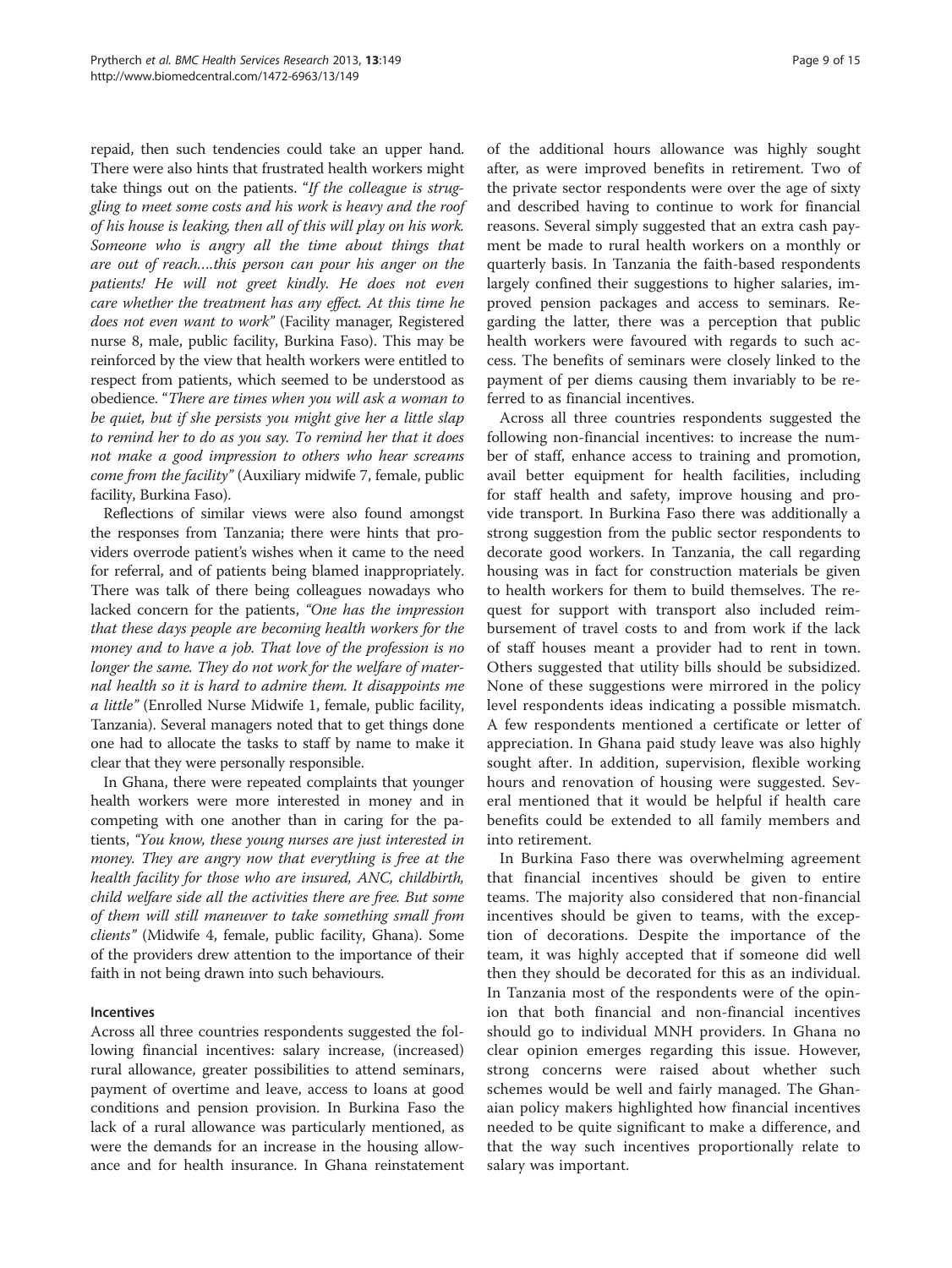repaid, then such tendencies could take an upper hand. There were also hints that frustrated health workers might take things out on the patients. "*If the colleague is struggling to meet some costs and his work is heavy and the roof of his house is leaking, then all of this will play on his work. Someone who is angry all the time about things that are out of reach….this person can pour his anger on the patients! He will not greet kindly. He does not even care whether the treatment has any effect. At this time he does not even want to work*" (Facility manager, Registered nurse 8, male, public facility, Burkina Faso). This may be reinforced by the view that health workers were entitled to respect from patients, which seemed to be understood as obedience. "*There are times when you will ask a woman to be quiet, but if she persists you might give her a little slap to remind her to do as you say. To remind her that it does not make a good impression to others who hear screams come from the facility*" (Auxiliary midwife 7, female, public facility, Burkina Faso).

Reflections of similar views were also found amongst the responses from Tanzania; there were hints that providers overrode patient's wishes when it came to the need for referral, and of patients being blamed inappropriately. There was talk of there being colleagues nowadays who lacked concern for the patients, *"One has the impression that these days people are becoming health workers for the money and to have a job. That love of the profession is no longer the same. They do not work for the welfare of maternal health so it is hard to admire them. It disappoints me a little"* (Enrolled Nurse Midwife 1, female, public facility, Tanzania). Several managers noted that to get things done one had to allocate the tasks to staff by name to make it clear that they were personally responsible.

In Ghana, there were repeated complaints that younger health workers were more interested in money and in competing with one another than in caring for the patients, *"You know, these young nurses are just interested in money. They are angry now that everything is free at the health facility for those who are insured, ANC, childbirth, child welfare side all the activities there are free. But some of them will still maneuver to take something small from clients"* (Midwife 4, female, public facility, Ghana). Some of the providers drew attention to the importance of their faith in not being drawn into such behaviours.

### Incentives

Across all three countries respondents suggested the following financial incentives: salary increase, (increased) rural allowance, greater possibilities to attend seminars, payment of overtime and leave, access to loans at good conditions and pension provision. In Burkina Faso the lack of a rural allowance was particularly mentioned, as were the demands for an increase in the housing allowance and for health insurance. In Ghana reinstatement of the additional hours allowance was highly sought after, as were improved benefits in retirement. Two of the private sector respondents were over the age of sixty and described having to continue to work for financial reasons. Several simply suggested that an extra cash payment be made to rural health workers on a monthly or quarterly basis. In Tanzania the faith-based respondents largely confined their suggestions to higher salaries, improved pension packages and access to seminars. Regarding the latter, there was a perception that public health workers were favoured with regards to such access. The benefits of seminars were closely linked to the payment of per diems causing them invariably to be referred to as financial incentives.

Across all three countries respondents suggested the following non-financial incentives: to increase the number of staff, enhance access to training and promotion, avail better equipment for health facilities, including for staff health and safety, improve housing and provide transport. In Burkina Faso there was additionally a strong suggestion from the public sector respondents to decorate good workers. In Tanzania, the call regarding housing was in fact for construction materials be given to health workers for them to build themselves. The request for support with transport also included reimbursement of travel costs to and from work if the lack of staff houses meant a provider had to rent in town. Others suggested that utility bills should be subsidized. None of these suggestions were mirrored in the policy level respondents ideas indicating a possible mismatch. A few respondents mentioned a certificate or letter of appreciation. In Ghana paid study leave was also highly sought after. In addition, supervision, flexible working hours and renovation of housing were suggested. Several mentioned that it would be helpful if health care benefits could be extended to all family members and into retirement.

In Burkina Faso there was overwhelming agreement that financial incentives should be given to entire teams. The majority also considered that non-financial incentives should be given to teams, with the exception of decorations. Despite the importance of the team, it was highly accepted that if someone did well then they should be decorated for this as an individual. In Tanzania most of the respondents were of the opinion that both financial and non-financial incentives should go to individual MNH providers. In Ghana no clear opinion emerges regarding this issue. However, strong concerns were raised about whether such schemes would be well and fairly managed. The Ghanaian policy makers highlighted how financial incentives needed to be quite significant to make a difference, and that the way such incentives proportionally relate to salary was important.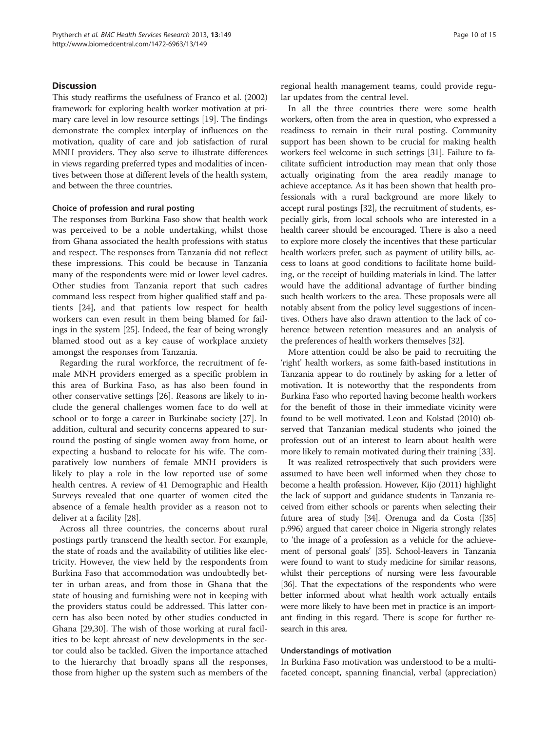## Discussion

This study reaffirms the usefulness of Franco et al. (2002) framework for exploring health worker motivation at primary care level in low resource settings [19]. The findings demonstrate the complex interplay of influences on the motivation, quality of care and job satisfaction of rural MNH providers. They also serve to illustrate differences in views regarding preferred types and modalities of incentives between those at different levels of the health system, and between the three countries.

### Choice of profession and rural posting

The responses from Burkina Faso show that health work was perceived to be a noble undertaking, whilst those from Ghana associated the health professions with status and respect. The responses from Tanzania did not reflect these impressions. This could be because in Tanzania many of the respondents were mid or lower level cadres. Other studies from Tanzania report that such cadres command less respect from higher qualified staff and patients [24], and that patients low respect for health workers can even result in them being blamed for failings in the system [25]. Indeed, the fear of being wrongly blamed stood out as a key cause of workplace anxiety amongst the responses from Tanzania.

Regarding the rural workforce, the recruitment of female MNH providers emerged as a specific problem in this area of Burkina Faso, as has also been found in other conservative settings [26]. Reasons are likely to include the general challenges women face to do well at school or to forge a career in Burkinabe society [27]. In addition, cultural and security concerns appeared to surround the posting of single women away from home, or expecting a husband to relocate for his wife. The comparatively low numbers of female MNH providers is likely to play a role in the low reported use of some health centres. A review of 41 Demographic and Health Surveys revealed that one quarter of women cited the absence of a female health provider as a reason not to deliver at a facility [28].

Across all three countries, the concerns about rural postings partly transcend the health sector. For example, the state of roads and the availability of utilities like electricity. However, the view held by the respondents from Burkina Faso that accommodation was undoubtedly better in urban areas, and from those in Ghana that the state of housing and furnishing were not in keeping with the providers status could be addressed. This latter concern has also been noted by other studies conducted in Ghana [29,30]. The wish of those working at rural facilities to be kept abreast of new developments in the sector could also be tackled. Given the importance attached to the hierarchy that broadly spans all the responses, those from higher up the system such as members of the regional health management teams, could provide regular updates from the central level.

In all the three countries there were some health workers, often from the area in question, who expressed a readiness to remain in their rural posting. Community support has been shown to be crucial for making health workers feel welcome in such settings [31]. Failure to facilitate sufficient introduction may mean that only those actually originating from the area readily manage to achieve acceptance. As it has been shown that health professionals with a rural background are more likely to accept rural postings [32], the recruitment of students, especially girls, from local schools who are interested in a health career should be encouraged. There is also a need to explore more closely the incentives that these particular health workers prefer, such as payment of utility bills, access to loans at good conditions to facilitate home building, or the receipt of building materials in kind. The latter would have the additional advantage of further binding such health workers to the area. These proposals were all notably absent from the policy level suggestions of incentives. Others have also drawn attention to the lack of coherence between retention measures and an analysis of the preferences of health workers themselves [32].

More attention could be also be paid to recruiting the 'right' health workers, as some faith-based institutions in Tanzania appear to do routinely by asking for a letter of motivation. It is noteworthy that the respondents from Burkina Faso who reported having become health workers for the benefit of those in their immediate vicinity were found to be well motivated. Leon and Kolstad (2010) observed that Tanzanian medical students who joined the profession out of an interest to learn about health were more likely to remain motivated during their training [33].

It was realized retrospectively that such providers were assumed to have been well informed when they chose to become a health profession. However, Kijo (2011) highlight the lack of support and guidance students in Tanzania received from either schools or parents when selecting their future area of study [34]. Orenuga and da Costa ([35] p.996) argued that career choice in Nigeria strongly relates to 'the image of a profession as a vehicle for the achievement of personal goals' [35]. School-leavers in Tanzania were found to want to study medicine for similar reasons, whilst their perceptions of nursing were less favourable [36]. That the expectations of the respondents who were better informed about what health work actually entails were more likely to have been met in practice is an important finding in this regard. There is scope for further research in this area.

### Understandings of motivation

In Burkina Faso motivation was understood to be a multifaceted concept, spanning financial, verbal (appreciation)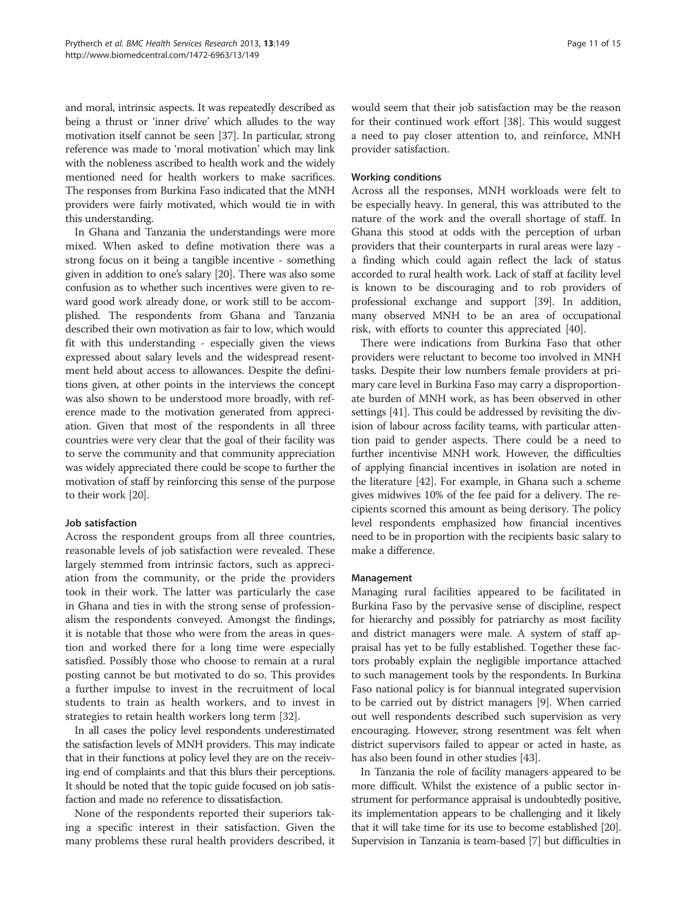and moral, intrinsic aspects. It was repeatedly described as being a thrust or 'inner drive' which alludes to the way motivation itself cannot be seen [37]. In particular, strong reference was made to 'moral motivation' which may link with the nobleness ascribed to health work and the widely mentioned need for health workers to make sacrifices. The responses from Burkina Faso indicated that the MNH providers were fairly motivated, which would tie in with this understanding.

In Ghana and Tanzania the understandings were more mixed. When asked to define motivation there was a strong focus on it being a tangible incentive - something given in addition to one's salary [20]. There was also some confusion as to whether such incentives were given to reward good work already done, or work still to be accomplished. The respondents from Ghana and Tanzania described their own motivation as fair to low, which would fit with this understanding - especially given the views expressed about salary levels and the widespread resentment held about access to allowances. Despite the definitions given, at other points in the interviews the concept was also shown to be understood more broadly, with reference made to the motivation generated from appreciation. Given that most of the respondents in all three countries were very clear that the goal of their facility was to serve the community and that community appreciation was widely appreciated there could be scope to further the motivation of staff by reinforcing this sense of the purpose to their work [20].

#### Job satisfaction

Across the respondent groups from all three countries, reasonable levels of job satisfaction were revealed. These largely stemmed from intrinsic factors, such as appreciation from the community, or the pride the providers took in their work. The latter was particularly the case in Ghana and ties in with the strong sense of professionalism the respondents conveyed. Amongst the findings, it is notable that those who were from the areas in question and worked there for a long time were especially satisfied. Possibly those who choose to remain at a rural posting cannot be but motivated to do so. This provides a further impulse to invest in the recruitment of local students to train as health workers, and to invest in strategies to retain health workers long term [32].

In all cases the policy level respondents underestimated the satisfaction levels of MNH providers. This may indicate that in their functions at policy level they are on the receiving end of complaints and that this blurs their perceptions. It should be noted that the topic guide focused on job satisfaction and made no reference to dissatisfaction.

None of the respondents reported their superiors taking a specific interest in their satisfaction. Given the many problems these rural health providers described, it would seem that their job satisfaction may be the reason for their continued work effort [38]. This would suggest a need to pay closer attention to, and reinforce, MNH provider satisfaction.

#### Working conditions

Across all the responses, MNH workloads were felt to be especially heavy. In general, this was attributed to the nature of the work and the overall shortage of staff. In Ghana this stood at odds with the perception of urban providers that their counterparts in rural areas were lazy - a finding which could again reflect the lack of status accorded to rural health work. Lack of staff at facility level is known to be discouraging and to rob providers of professional exchange and support [39]. In addition, many observed MNH to be an area of occupational risk, with efforts to counter this appreciated [40].

There were indications from Burkina Faso that other providers were reluctant to become too involved in MNH tasks. Despite their low numbers female providers at primary care level in Burkina Faso may carry a disproportionate burden of MNH work, as has been observed in other settings [41]. This could be addressed by revisiting the division of labour across facility teams, with particular attention paid to gender aspects. There could be a need to further incentivise MNH work. However, the difficulties of applying financial incentives in isolation are noted in the literature [42]. For example, in Ghana such a scheme gives midwives 10% of the fee paid for a delivery. The recipients scorned this amount as being derisory. The policy level respondents emphasized how financial incentives need to be in proportion with the recipients basic salary to make a difference.

#### Management

Managing rural facilities appeared to be facilitated in Burkina Faso by the pervasive sense of discipline, respect for hierarchy and possibly for patriarchy as most facility and district managers were male. A system of staff appraisal has yet to be fully established. Together these factors probably explain the negligible importance attached to such management tools by the respondents. In Burkina Faso national policy is for biannual integrated supervision to be carried out by district managers [9]. When carried out well respondents described such supervision as very encouraging. However, strong resentment was felt when district supervisors failed to appear or acted in haste, as has also been found in other studies [43].

In Tanzania the role of facility managers appeared to be more difficult. Whilst the existence of a public sector instrument for performance appraisal is undoubtedly positive, its implementation appears to be challenging and it likely that it will take time for its use to become established [20]. Supervision in Tanzania is team-based [7] but difficulties in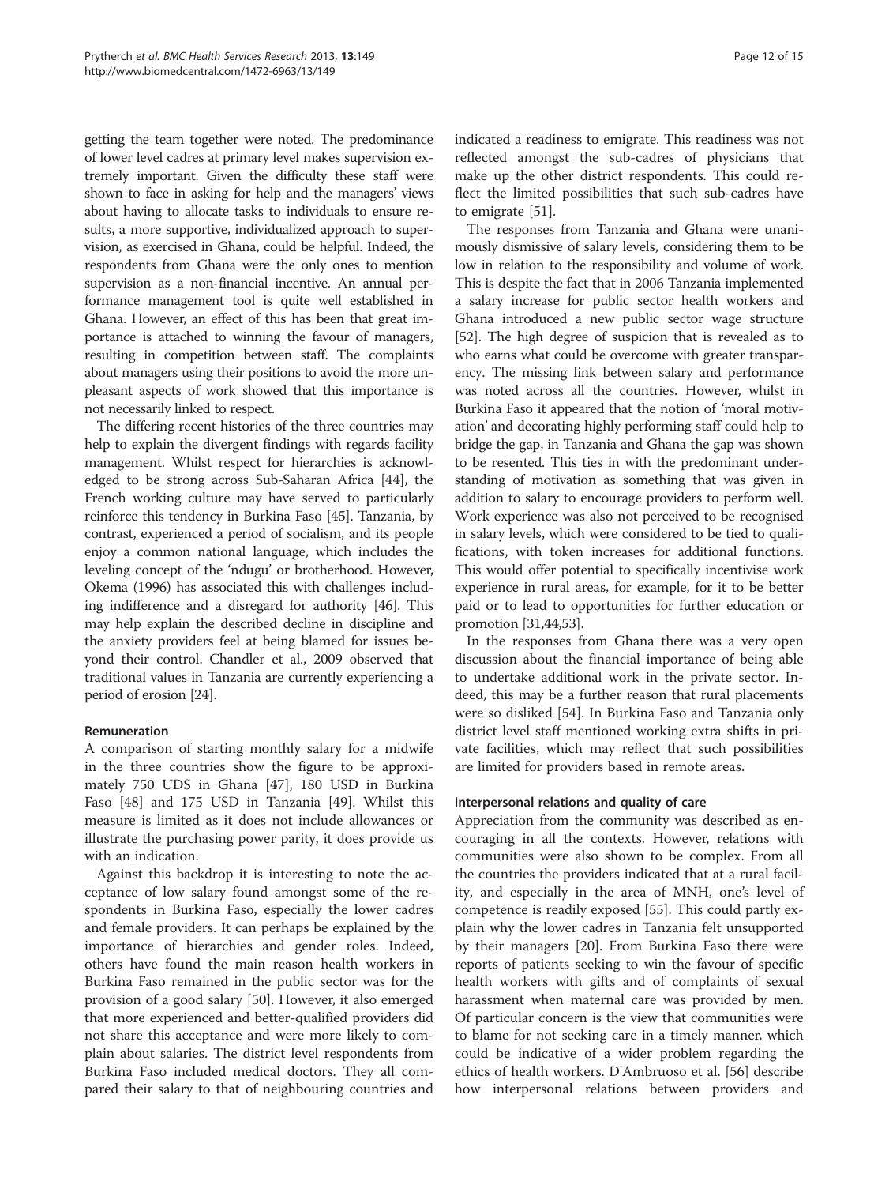getting the team together were noted. The predominance of lower level cadres at primary level makes supervision extremely important. Given the difficulty these staff were shown to face in asking for help and the managers' views about having to allocate tasks to individuals to ensure results, a more supportive, individualized approach to supervision, as exercised in Ghana, could be helpful. Indeed, the respondents from Ghana were the only ones to mention supervision as a non-financial incentive. An annual performance management tool is quite well established in Ghana. However, an effect of this has been that great importance is attached to winning the favour of managers, resulting in competition between staff. The complaints about managers using their positions to avoid the more unpleasant aspects of work showed that this importance is not necessarily linked to respect.

The differing recent histories of the three countries may help to explain the divergent findings with regards facility management. Whilst respect for hierarchies is acknowledged to be strong across Sub-Saharan Africa [44], the French working culture may have served to particularly reinforce this tendency in Burkina Faso [45]. Tanzania, by contrast, experienced a period of socialism, and its people enjoy a common national language, which includes the leveling concept of the 'ndugu' or brotherhood. However, Okema (1996) has associated this with challenges including indifference and a disregard for authority [46]. This may help explain the described decline in discipline and the anxiety providers feel at being blamed for issues beyond their control. Chandler et al., 2009 observed that traditional values in Tanzania are currently experiencing a period of erosion [24].

### Remuneration

A comparison of starting monthly salary for a midwife in the three countries show the figure to be approximately 750 UDS in Ghana [47], 180 USD in Burkina Faso [48] and 175 USD in Tanzania [49]. Whilst this measure is limited as it does not include allowances or illustrate the purchasing power parity, it does provide us with an indication.

Against this backdrop it is interesting to note the acceptance of low salary found amongst some of the respondents in Burkina Faso, especially the lower cadres and female providers. It can perhaps be explained by the importance of hierarchies and gender roles. Indeed, others have found the main reason health workers in Burkina Faso remained in the public sector was for the provision of a good salary [50]. However, it also emerged that more experienced and better-qualified providers did not share this acceptance and were more likely to complain about salaries. The district level respondents from Burkina Faso included medical doctors. They all compared their salary to that of neighbouring countries and indicated a readiness to emigrate. This readiness was not reflected amongst the sub-cadres of physicians that make up the other district respondents. This could reflect the limited possibilities that such sub-cadres have to emigrate [51].

The responses from Tanzania and Ghana were unanimously dismissive of salary levels, considering them to be low in relation to the responsibility and volume of work. This is despite the fact that in 2006 Tanzania implemented a salary increase for public sector health workers and Ghana introduced a new public sector wage structure [52]. The high degree of suspicion that is revealed as to who earns what could be overcome with greater transparency. The missing link between salary and performance was noted across all the countries. However, whilst in Burkina Faso it appeared that the notion of 'moral motivation' and decorating highly performing staff could help to bridge the gap, in Tanzania and Ghana the gap was shown to be resented. This ties in with the predominant understanding of motivation as something that was given in addition to salary to encourage providers to perform well. Work experience was also not perceived to be recognised in salary levels, which were considered to be tied to qualifications, with token increases for additional functions. This would offer potential to specifically incentivise work experience in rural areas, for example, for it to be better paid or to lead to opportunities for further education or promotion [31,44,53].

In the responses from Ghana there was a very open discussion about the financial importance of being able to undertake additional work in the private sector. Indeed, this may be a further reason that rural placements were so disliked [54]. In Burkina Faso and Tanzania only district level staff mentioned working extra shifts in private facilities, which may reflect that such possibilities are limited for providers based in remote areas.

### Interpersonal relations and quality of care

Appreciation from the community was described as encouraging in all the contexts. However, relations with communities were also shown to be complex. From all the countries the providers indicated that at a rural facility, and especially in the area of MNH, one's level of competence is readily exposed [55]. This could partly explain why the lower cadres in Tanzania felt unsupported by their managers [20]. From Burkina Faso there were reports of patients seeking to win the favour of specific health workers with gifts and of complaints of sexual harassment when maternal care was provided by men. Of particular concern is the view that communities were to blame for not seeking care in a timely manner, which could be indicative of a wider problem regarding the ethics of health workers. D'Ambruoso et al. [56] describe how interpersonal relations between providers and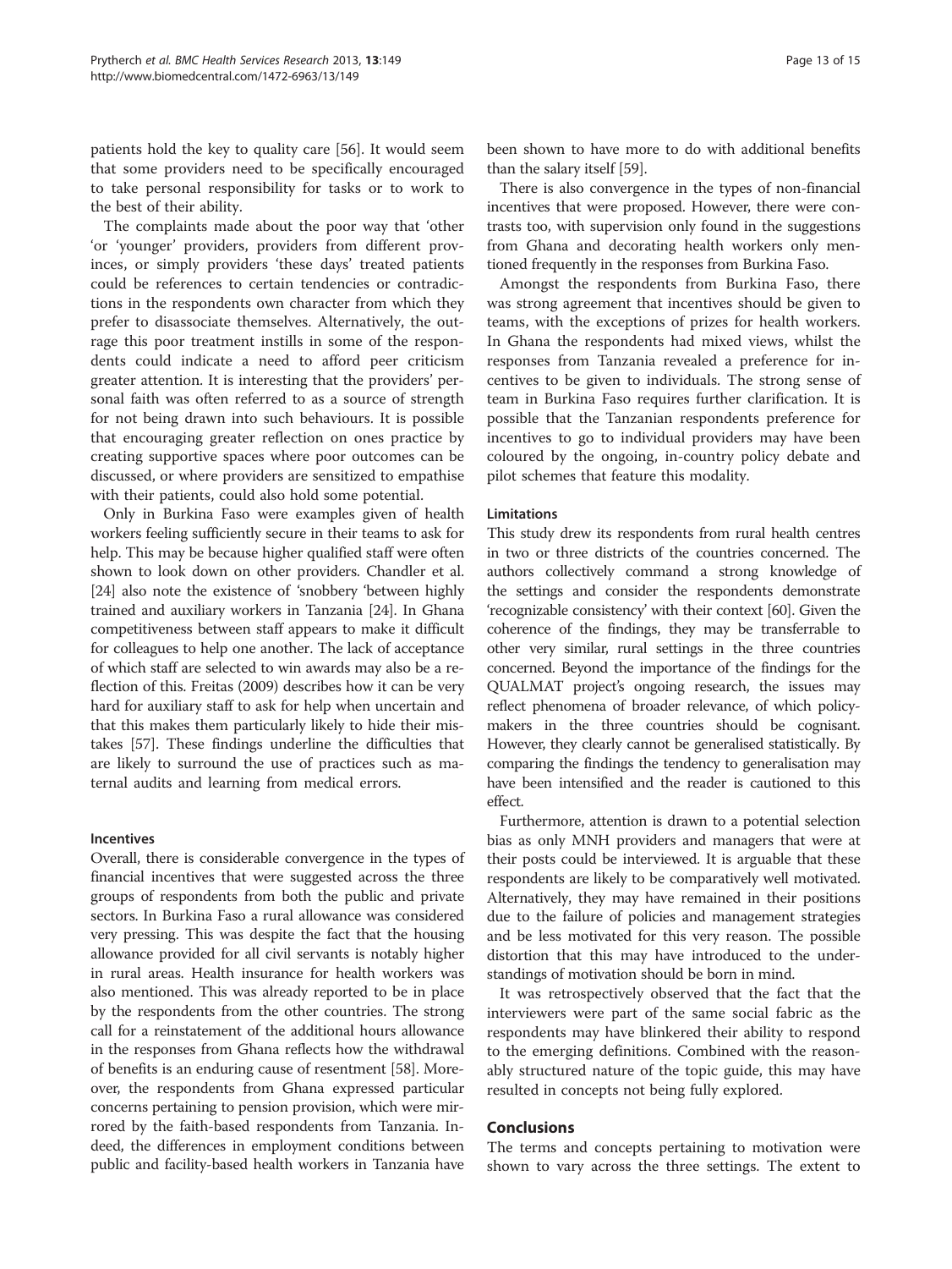patients hold the key to quality care [56]. It would seem that some providers need to be specifically encouraged to take personal responsibility for tasks or to work to the best of their ability.

The complaints made about the poor way that 'other 'or 'younger' providers, providers from different provinces, or simply providers 'these days' treated patients could be references to certain tendencies or contradictions in the respondents own character from which they prefer to disassociate themselves. Alternatively, the outrage this poor treatment instills in some of the respondents could indicate a need to afford peer criticism greater attention. It is interesting that the providers' personal faith was often referred to as a source of strength for not being drawn into such behaviours. It is possible that encouraging greater reflection on ones practice by creating supportive spaces where poor outcomes can be discussed, or where providers are sensitized to empathise with their patients, could also hold some potential.

Only in Burkina Faso were examples given of health workers feeling sufficiently secure in their teams to ask for help. This may be because higher qualified staff were often shown to look down on other providers. Chandler et al. [24] also note the existence of 'snobbery 'between highly trained and auxiliary workers in Tanzania [24]. In Ghana competitiveness between staff appears to make it difficult for colleagues to help one another. The lack of acceptance of which staff are selected to win awards may also be a reflection of this. Freitas (2009) describes how it can be very hard for auxiliary staff to ask for help when uncertain and that this makes them particularly likely to hide their mistakes [57]. These findings underline the difficulties that are likely to surround the use of practices such as maternal audits and learning from medical errors.

#### Incentives

Overall, there is considerable convergence in the types of financial incentives that were suggested across the three groups of respondents from both the public and private sectors. In Burkina Faso a rural allowance was considered very pressing. This was despite the fact that the housing allowance provided for all civil servants is notably higher in rural areas. Health insurance for health workers was also mentioned. This was already reported to be in place by the respondents from the other countries. The strong call for a reinstatement of the additional hours allowance in the responses from Ghana reflects how the withdrawal of benefits is an enduring cause of resentment [58]. Moreover, the respondents from Ghana expressed particular concerns pertaining to pension provision, which were mirrored by the faith-based respondents from Tanzania. Indeed, the differences in employment conditions between public and facility-based health workers in Tanzania have been shown to have more to do with additional benefits than the salary itself [59].

There is also convergence in the types of non-financial incentives that were proposed. However, there were contrasts too, with supervision only found in the suggestions from Ghana and decorating health workers only mentioned frequently in the responses from Burkina Faso.

Amongst the respondents from Burkina Faso, there was strong agreement that incentives should be given to teams, with the exceptions of prizes for health workers. In Ghana the respondents had mixed views, whilst the responses from Tanzania revealed a preference for incentives to be given to individuals. The strong sense of team in Burkina Faso requires further clarification. It is possible that the Tanzanian respondents preference for incentives to go to individual providers may have been coloured by the ongoing, in-country policy debate and pilot schemes that feature this modality.

#### Limitations

This study drew its respondents from rural health centres in two or three districts of the countries concerned. The authors collectively command a strong knowledge of the settings and consider the respondents demonstrate 'recognizable consistency' with their context [60]. Given the coherence of the findings, they may be transferrable to other very similar, rural settings in the three countries concerned. Beyond the importance of the findings for the QUALMAT project's ongoing research, the issues may reflect phenomena of broader relevance, of which policy-makers in the three countries should be cognisant. However, they clearly cannot be generalised statistically. By comparing the findings the tendency to generalisation may have been intensified and the reader is cautioned to this effect.

Furthermore, attention is drawn to a potential selection bias as only MNH providers and managers that were at their posts could be interviewed. It is arguable that these respondents are likely to be comparatively well motivated. Alternatively, they may have remained in their positions due to the failure of policies and management strategies and be less motivated for this very reason. The possible distortion that this may have introduced to the understandings of motivation should be born in mind.

It was retrospectively observed that the fact that the interviewers were part of the same social fabric as the respondents may have blinkered their ability to respond to the emerging definitions. Combined with the reasonably structured nature of the topic guide, this may have resulted in concepts not being fully explored.

## Conclusions

The terms and concepts pertaining to motivation were shown to vary across the three settings. The extent to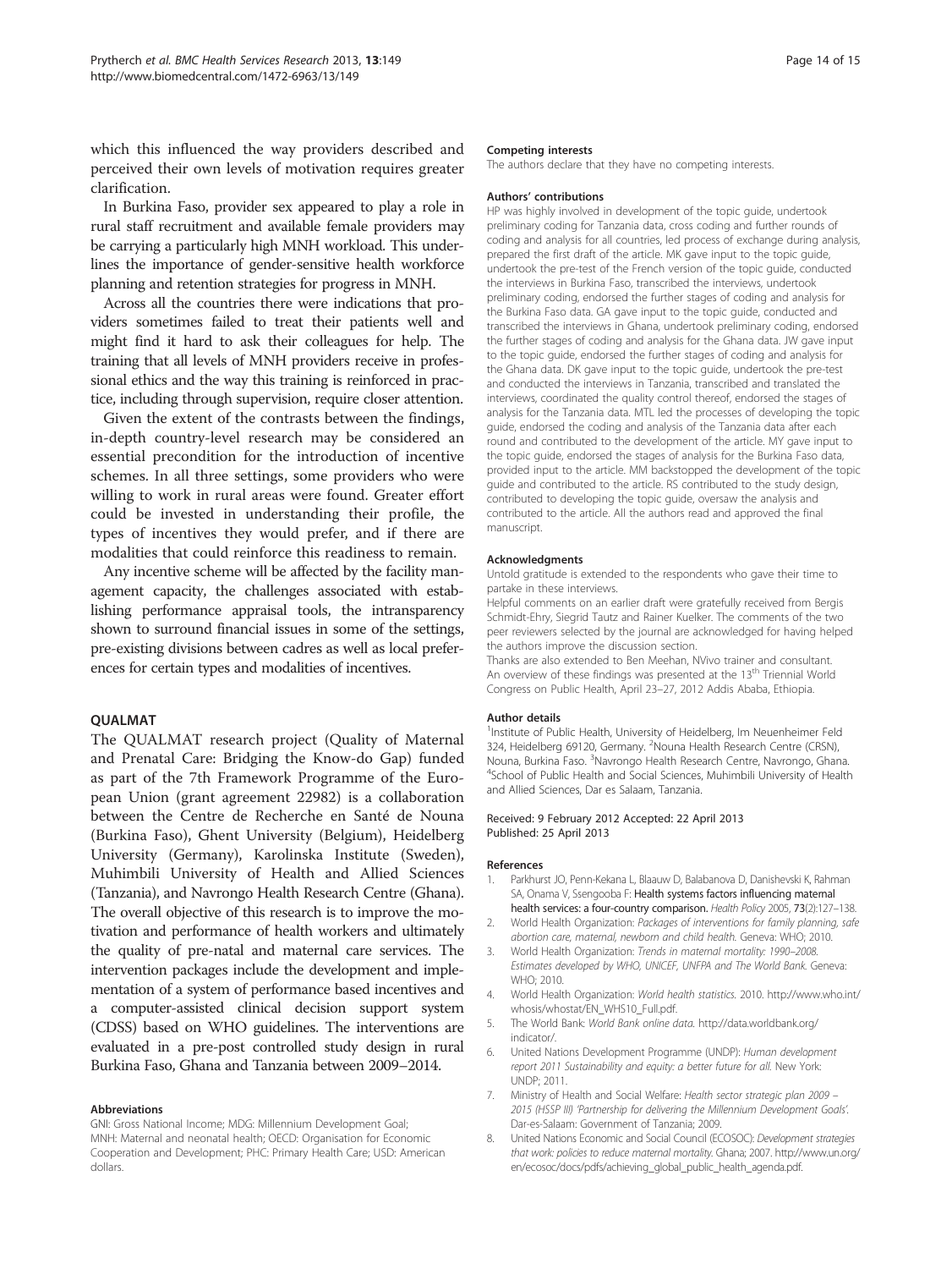which this influenced the way providers described and perceived their own levels of motivation requires greater clarification.

In Burkina Faso, provider sex appeared to play a role in rural staff recruitment and available female providers may be carrying a particularly high MNH workload. This underlines the importance of gender-sensitive health workforce planning and retention strategies for progress in MNH.

Across all the countries there were indications that providers sometimes failed to treat their patients well and might find it hard to ask their colleagues for help. The training that all levels of MNH providers receive in professional ethics and the way this training is reinforced in practice, including through supervision, require closer attention.

Given the extent of the contrasts between the findings, in-depth country-level research may be considered an essential precondition for the introduction of incentive schemes. In all three settings, some providers who were willing to work in rural areas were found. Greater effort could be invested in understanding their profile, the types of incentives they would prefer, and if there are modalities that could reinforce this readiness to remain.

Any incentive scheme will be affected by the facility management capacity, the challenges associated with establishing performance appraisal tools, the intransparency shown to surround financial issues in some of the settings, pre-existing divisions between cadres as well as local preferences for certain types and modalities of incentives.

## QUALMAT

The QUALMAT research project (Quality of Maternal and Prenatal Care: Bridging the Know-do Gap) funded as part of the 7th Framework Programme of the European Union (grant agreement 22982) is a collaboration between the Centre de Recherche en Santé de Nouna (Burkina Faso), Ghent University (Belgium), Heidelberg University (Germany), Karolinska Institute (Sweden), Muhimbili University of Health and Allied Sciences (Tanzania), and Navrongo Health Research Centre (Ghana). The overall objective of this research is to improve the motivation and performance of health workers and ultimately the quality of pre-natal and maternal care services. The intervention packages include the development and implementation of a system of performance based incentives and a computer-assisted clinical decision support system (CDSS) based on WHO guidelines. The interventions are evaluated in a pre-post controlled study design in rural Burkina Faso, Ghana and Tanzania between 2009–2014.

#### Abbreviations

GNI: Gross National Income; MDG: Millennium Development Goal; MNH: Maternal and neonatal health; OECD: Organisation for Economic Cooperation and Development; PHC: Primary Health Care; USD: American dollars.

#### Competing interests

The authors declare that they have no competing interests.

#### Authors' contributions

HP was highly involved in development of the topic guide, undertook preliminary coding for Tanzania data, cross coding and further rounds of coding and analysis for all countries, led process of exchange during analysis, prepared the first draft of the article. MK gave input to the topic guide, undertook the pre-test of the French version of the topic guide, conducted the interviews in Burkina Faso, transcribed the interviews, undertook preliminary coding, endorsed the further stages of coding and analysis for the Burkina Faso data. GA gave input to the topic guide, conducted and transcribed the interviews in Ghana, undertook preliminary coding, endorsed the further stages of coding and analysis for the Ghana data. JW gave input to the topic guide, endorsed the further stages of coding and analysis for the Ghana data. DK gave input to the topic guide, undertook the pre-test and conducted the interviews in Tanzania, transcribed and translated the interviews, coordinated the quality control thereof, endorsed the stages of analysis for the Tanzania data. MTL led the processes of developing the topic guide, endorsed the coding and analysis of the Tanzania data after each round and contributed to the development of the article. MY gave input to the topic guide, endorsed the stages of analysis for the Burkina Faso data, provided input to the article. MM backstopped the development of the topic guide and contributed to the article. RS contributed to the study design, contributed to developing the topic guide, oversaw the analysis and contributed to the article. All the authors read and approved the final manuscript.

#### Acknowledgments

Untold gratitude is extended to the respondents who gave their time to partake in these interviews.

Helpful comments on an earlier draft were gratefully received from Bergis Schmidt-Ehry, Siegrid Tautz and Rainer Kuelker. The comments of the two peer reviewers selected by the journal are acknowledged for having helped the authors improve the discussion section.

Thanks are also extended to Ben Meehan, NVivo trainer and consultant. An overview of these findings was presented at the 13th Triennial World Congress on Public Health, April 23–27, 2012 Addis Ababa, Ethiopia.

#### Author details

[1]Institute of Public Health, University of Heidelberg, Im Neuenheimer Feld 324, Heidelberg 69120, Germany. [2]Nouna Health Research Centre (CRSN), Nouna, Burkina Faso. [3]Navrongo Health Research Centre, Navrongo, Ghana. [4]School of Public Health and Social Sciences, Muhimbili University of Health and Allied Sciences, Dar es Salaam, Tanzania.

Received: 9 February 2012 Accepted: 22 April 2013
Published: 25 April 2013

#### References

1. Parkhurst JO, Penn-Kekana L, Blaauw D, Balabanova D, Danishevski K, Rahman SA, Onama V, Ssengooba F: **Health systems factors influencing maternal health services: a four-country comparison.** *Health Policy* 2005, **73**(2):127–138.
2. World Health Organization: *Packages of interventions for family planning, safe abortion care, maternal, newborn and child health.* Geneva: WHO; 2010.
3. World Health Organization: *Trends in maternal mortality: 1990–2008. Estimates developed by WHO, UNICEF, UNFPA and The World Bank.* Geneva: WHO; 2010.
4. World Health Organization: *World health statistics.* 2010. http://www.who.int/whosis/whostat/EN_WHS10_Full.pdf.
5. The World Bank: *World Bank online data.* http://data.worldbank.org/indicator/.
6. United Nations Development Programme (UNDP): *Human development report 2011 Sustainability and equity: a better future for all.* New York: UNDP; 2011.
7. Ministry of Health and Social Welfare: *Health sector strategic plan 2009 – 2015 (HSSP III) 'Partnership for delivering the Millennium Development Goals'.* Dar-es-Salaam: Government of Tanzania; 2009.
8. United Nations Economic and Social Council (ECOSOC): *Development strategies that work: policies to reduce maternal mortality.* Ghana; 2007. http://www.un.org/en/ecosoc/docs/pdfs/achieving_global_public_health_agenda.pdf.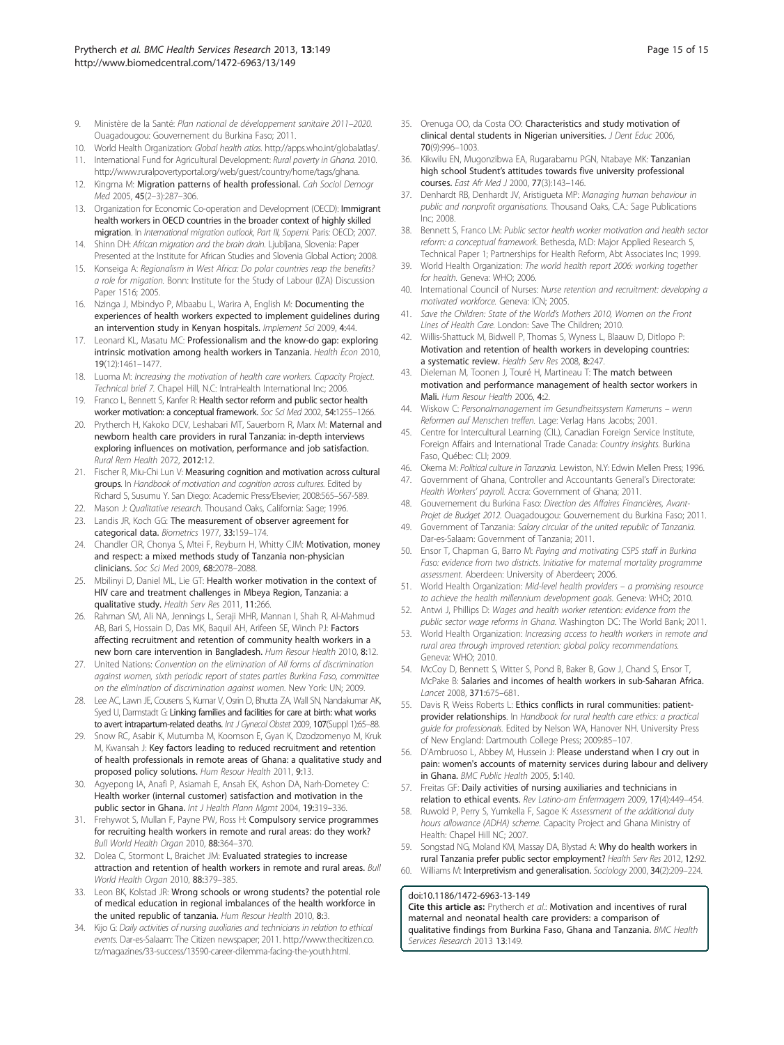9. Ministère de la Santé: *Plan national de développement sanitaire 2011–2020*. Ouagadougou: Gouvernement du Burkina Faso; 2011.
10. World Health Organization: *Global health atlas*. http://apps.who.int/globalatlas/.
11. International Fund for Agricultural Development: *Rural poverty in Ghana*. 2010. http://www.ruralpovertyportal.org/web/guest/country/home/tags/ghana.
12. Kingma M: **Migration patterns of health professional.** *Cah Sociol Demogr Med* 2005, **45**(2–3):287–306.
13. Organization for Economic Co-operation and Development (OECD): **Immigrant health workers in OECD countries in the broader context of highly skilled migration**. In *International migration outlook, Part III, Sopemi*. Paris: OECD; 2007.
14. Shinn DH: *African migration and the brain drain*. Ljubljana, Slovenia: Paper Presented at the Institute for African Studies and Slovenia Global Action; 2008.
15. Konseiga A: *Regionalism in West Africa: Do polar countries reap the benefits? a role for migation*. Bonn: Institute for the Study of Labour (IZA) Discussion Paper 1516; 2005.
16. Nzinga J, Mbindyo P, Mbaabu L, Warira A, English M: **Documenting the experiences of health workers expected to implement guidelines during an intervention study in Kenyan hospitals.** *Implement Sci* 2009, **4:**44.
17. Leonard KL, Masatu MC: **Professionalism and the know-do gap: exploring intrinsic motivation among health workers in Tanzania.** *Health Econ* 2010, **19**(12):1461–1477.
18. Luoma M: *Increasing the motivation of health care workers. Capacity Project. Technical brief 7*. Chapel Hill, N.C: IntraHealth International Inc; 2006.
19. Franco L, Bennett S, Kanfer R: **Health sector reform and public sector health worker motivation: a conceptual framework.** *Soc Sci Med* 2002, **54:**1255–1266.
20. Prytherch H, Kakoko DCV, Leshabari MT, Sauerborn R, Marx M: **Maternal and newborn health care providers in rural Tanzania: in-depth interviews exploring influences on motivation, performance and job satisfaction.** *Rural Rem Health* 2072, **2012:**12.
21. Fischer R, Miu-Chi Lun V: **Measuring cognition and motivation across cultural groups**. In *Handbook of motivation and cognition across cultures*. Edited by Richard S, Susumu Y. San Diego: Academic Press/Elsevier; 2008:565–567-589.
22. Mason J: *Qualitative research*. Thousand Oaks, California: Sage; 1996.
23. Landis JR, Koch GG: **The measurement of observer agreement for categorical data.** *Biometrics* 1977, **33:**159–174.
24. Chandler CIR, Chonya S, Mtei F, Reyburn H, Whitty CJM: **Motivation, money and respect: a mixed methods study of Tanzania non-physician clinicians.** *Soc Sci Med* 2009, **68:**2078–2088.
25. Mbilinyi D, Daniel ML, Lie GT: **Health worker motivation in the context of HIV care and treatment challenges in Mbeya Region, Tanzania: a qualitative study.** *Health Serv Res* 2011, **11:**266.
26. Rahman SM, Ali NA, Jennings L, Seraji MHR, Mannan I, Shah R, Al-Mahmud AB, Bari S, Hossain D, Das MK, Baquil AH, Arifeen SE, Winch PJ: **Factors affecting recruitment and retention of community health workers in a new born care intervention in Bangladesh.** *Hum Resour Health* 2010, **8:**12.
27. United Nations: *Convention on the elimination of All forms of discrimination against women, sixth periodic report of states parties Burkina Faso, committee on the elimination of discrimination against women*. New York: UN; 2009.
28. Lee AC, Lawn JE, Cousens S, Kumar V, Osrin D, Bhutta ZA, Wall SN, Nandakumar AK, Syed U, Darmstadt G: **Linking families and facilities for care at birth: what works to avert intrapartum-related deaths.** *Int J Gynecol Obstet* 2009, **107**(Suppl 1):65–88.
29. Snow RC, Asabir K, Mutumba M, Koomson E, Gyan K, Dzodzomenyo M, Kruk M, Kwansah J: **Key factors leading to reduced recruitment and retention of health professionals in remote areas of Ghana: a qualitative study and proposed policy solutions.** *Hum Resour Health* 2011, **9:**13.
30. Agyepong IA, Anafi P, Asiamah E, Ansah EK, Ashon DA, Narh-Dometey C: **Health worker (internal customer) satisfaction and motivation in the public sector in Ghana.** *Int J Health Plann Mgmt* 2004, **19:**319–336.
31. Frehywot S, Mullan F, Payne PW, Ross H: **Compulsory service programmes for recruiting health workers in remote and rural areas: do they work?** *Bull World Health Organ* 2010, **88:**364–370.
32. Dolea C, Stormont L, Braichet JM: **Evaluated strategies to increase attraction and retention of health workers in remote and rural areas.** *Bull World Health Organ* 2010, **88:**379–385.
33. Leon BK, Kolstad JR: **Wrong schools or wrong students? the potential role of medical education in regional imbalances of the health workforce in the united republic of tanzania.** *Hum Resour Health* 2010, **8:**3.
34. Kijo G: *Daily activities of nursing auxiliaries and technicians in relation to ethical events*. Dar-es-Salaam: The Citizen newspaper; 2011. http://www.thecitizen.co.tz/magazines/33-success/13590-career-dilemma-facing-the-youth.html.
35. Orenuga OO, da Costa OO: **Characteristics and study motivation of clinical dental students in Nigerian universities.** *J Dent Educ* 2006, **70**(9):996–1003.
36. Kikwilu EN, Mugonzibwa EA, Rugarabamu PGN, Ntabaye MK: **Tanzanian high school Student's attitudes towards five university professional courses.** *East Afr Med J* 2000, **77**(3):143–146.
37. Denhardt RB, Denhardt JV, Aristigueta MP: *Managing human behaviour in public and nonprofit organisations*. Thousand Oaks, C.A.: Sage Publications Inc; 2008.
38. Bennett S, Franco LM: *Public sector health worker motivation and health sector reform: a conceptual framework*. Bethesda, M.D: Major Applied Research 5, Technical Paper 1; Partnerships for Health Reform, Abt Associates Inc; 1999.
39. World Health Organization: *The world health report 2006: working together for health*. Geneva: WHO; 2006.
40. International Council of Nurses: *Nurse retention and recruitment: developing a motivated workforce*. Geneva: ICN; 2005.
41. *Save the Children: State of the World's Mothers 2010, Women on the Front Lines of Health Care*. London: Save The Children; 2010.
42. Willis-Shattuck M, Bidwell P, Thomas S, Wyness L, Blaauw D, Ditlopo P: **Motivation and retention of health workers in developing countries: a systematic review.** *Health Serv Res* 2008, **8:**247.
43. Dieleman M, Toonen J, Touré H, Martineau T: **The match between motivation and performance management of health sector workers in Mali.** *Hum Resour Health* 2006, **4:**2.
44. Wiskow C: *Personalmanagement im Gesundheitssystem Kameruns – wenn Reformen auf Menschen treffen*. Lage: Verlag Hans Jacobs; 2001.
45. Centre for Intercultural Learning (CIL), Canadian Foreign Service Institute, Foreign Affairs and International Trade Canada: *Country insights*. Burkina Faso, Québec: CLI; 2009.
46. Okema M: *Political culture in Tanzania*. Lewiston, N.Y: Edwin Mellen Press; 1996.
47. Government of Ghana, Controller and Accountants General's Directorate: *Health Workers' payroll*. Accra: Government of Ghana; 2011.
48. Gouvernement du Burkina Faso: *Direction des Affaires Financières, Avant-Projet de Budget 2012*. Ouagadougou: Gouvernement du Burkina Faso; 2011.
49. Government of Tanzania: *Salary circular of the united republic of Tanzania*. Dar-es-Salaam: Government of Tanzania; 2011.
50. Ensor T, Chapman G, Barro M: *Paying and motivating CSPS staff in Burkina Faso: evidence from two districts. Initiative for maternal mortality programme assessment*. Aberdeen: University of Aberdeen; 2006.
51. World Health Organization: *Mid-level health providers – a promising resource to achieve the health millennium development goals*. Geneva: WHO; 2010.
52. Antwi J, Phillips D: *Wages and health worker retention: evidence from the public sector wage reforms in Ghana*. Washington DC: The World Bank; 2011.
53. World Health Organization: *Increasing access to health workers in remote and rural area through improved retention: global policy recommendations*. Geneva: WHO; 2010.
54. McCoy D, Bennett S, Witter S, Pond B, Baker B, Gow J, Chand S, Ensor T, McPake B: **Salaries and incomes of health workers in sub-Saharan Africa.** *Lancet* 2008, **371:**675–681.
55. Davis R, Weiss Roberts L: **Ethics conflicts in rural communities: patient-provider relationships**. In *Handbook for rural health care ethics: a practical guide for professionals*. Edited by Nelson WA, Hanover NH. University Press of New England: Dartmouth College Press; 2009:85–107.
56. D'Ambruoso L, Abbey M, Hussein J: **Please understand when I cry out in pain: women's accounts of maternity services during labour and delivery in Ghana.** *BMC Public Health* 2005, **5:**140.
57. Freitas GF: **Daily activities of nursing auxiliaries and technicians in relation to ethical events.** *Rev Latino-am Enfermagem* 2009, **17**(4):449–454.
58. Ruwold P, Perry S, Yumkella F, Sagoe K: *Assessment of the additional duty hours allowance (ADHA) scheme*. Capacity Project and Ghana Ministry of Health: Chapel Hill NC; 2007.
59. Songstad NG, Moland KM, Massay DA, Blystad A: **Why do health workers in rural Tanzania prefer public sector employment?** *Health Serv Res* 2012, **12:**92.
60. Williams M: **Interpretivism and generalisation.** *Sociology* 2000, **34**(2):209–224.

doi:10.1186/1472-6963-13-149

**Cite this article as:** Prytherch *et al.*: Motivation and incentives of rural maternal and neonatal health care providers: a comparison of qualitative findings from Burkina Faso, Ghana and Tanzania. *BMC Health Services Research* 2013 13:149.